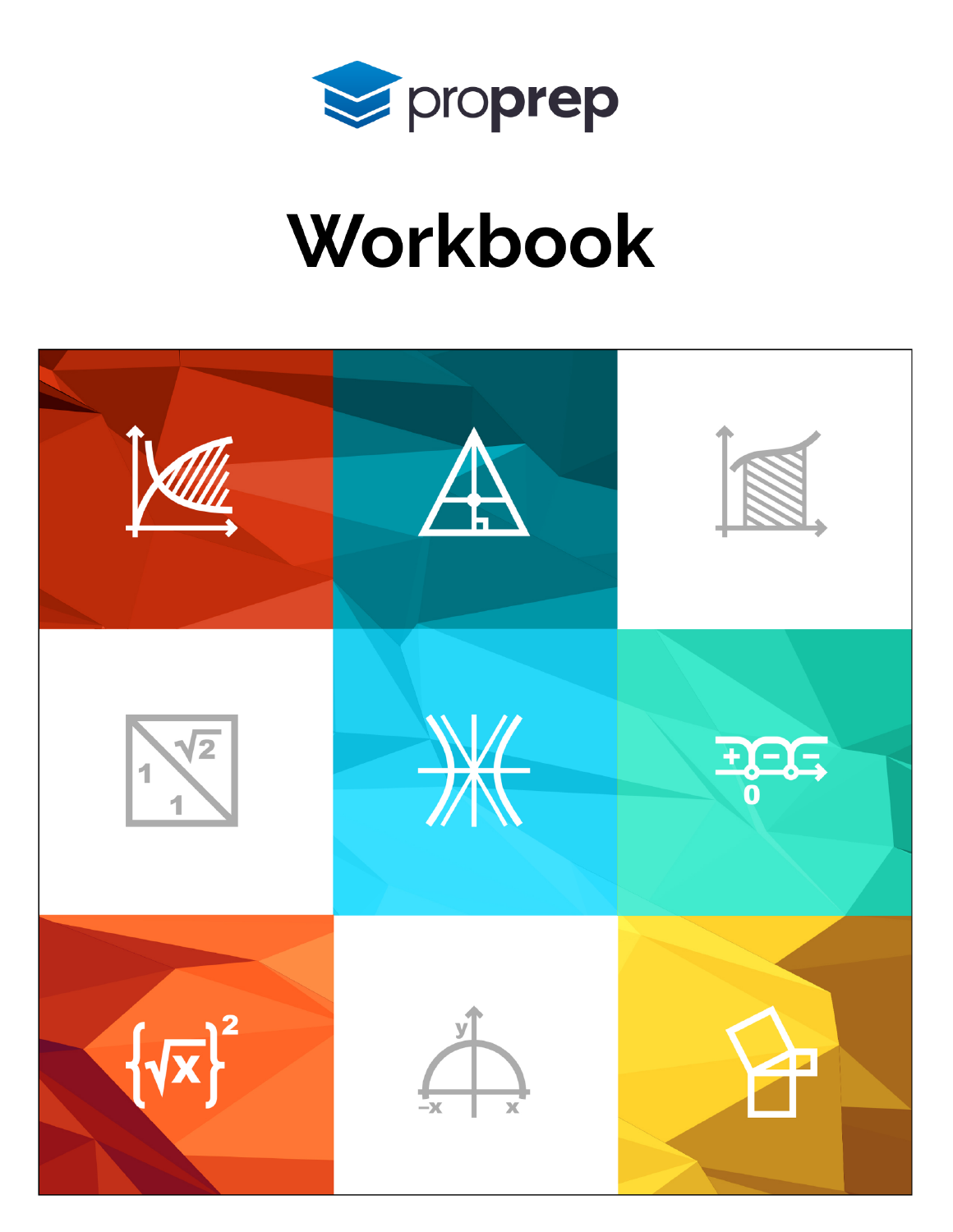proprep

# Workbook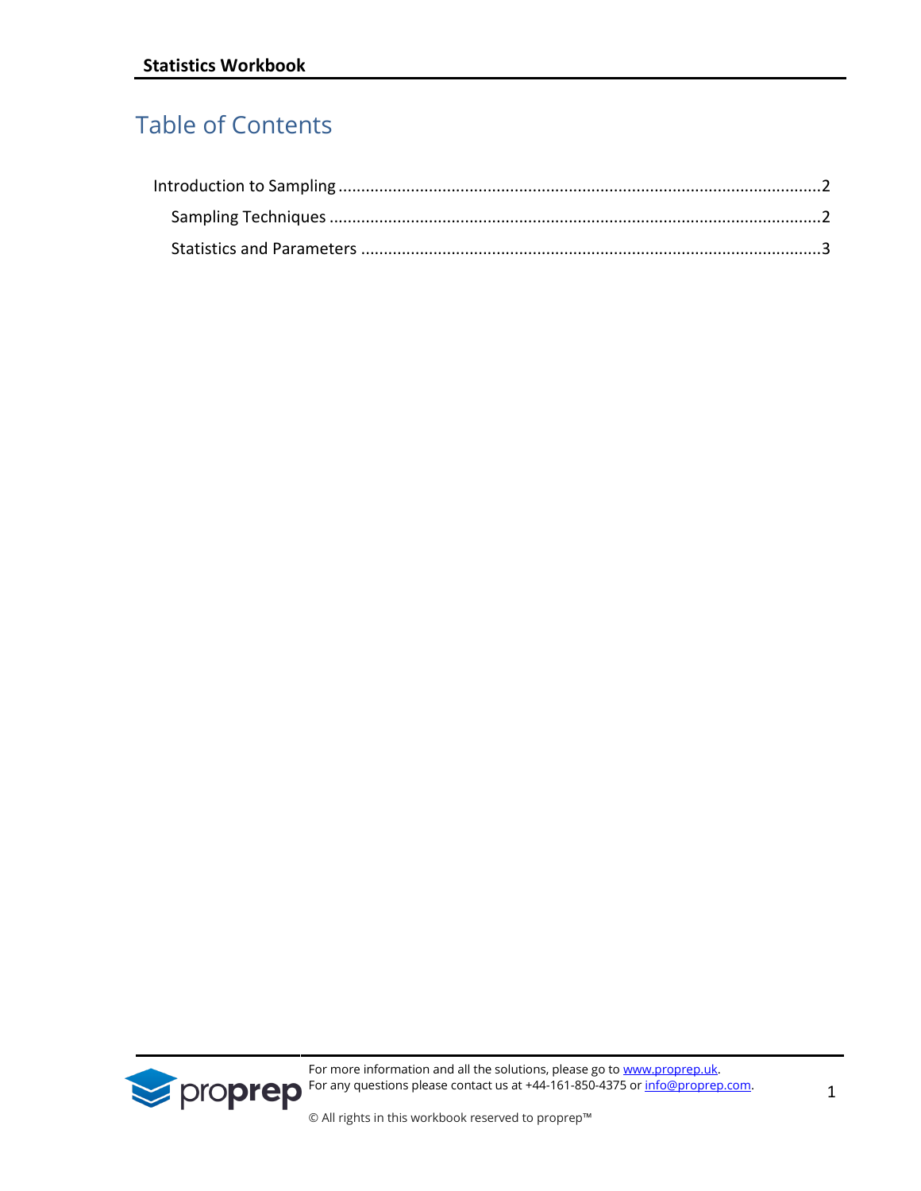# Table of Contents

Introduction to Sampling ........................................................................................................2

Sampling Techniques ..........................................................................................................2

Statistics and Parameters ....................................................................................................3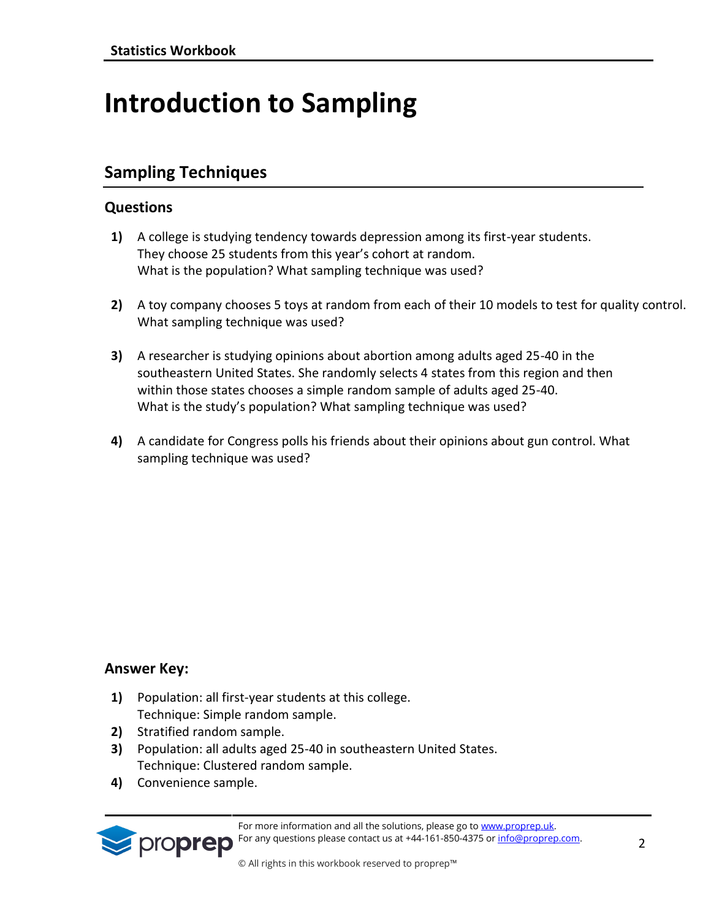# Introduction to Sampling

## Sampling Techniques

### Questions

1) A college is studying tendency towards depression among its first-year students. They choose 25 students from this year's cohort at random. What is the population? What sampling technique was used?

2) A toy company chooses 5 toys at random from each of their 10 models to test for quality control. What sampling technique was used?

3) A researcher is studying opinions about abortion among adults aged 25-40 in the southeastern United States. She randomly selects 4 states from this region and then within those states chooses a simple random sample of adults aged 25-40. What is the study's population? What sampling technique was used?

4) A candidate for Congress polls his friends about their opinions about gun control. What sampling technique was used?

### Answer Key:

1) Population: all first-year students at this college.
   Technique: Simple random sample.
2) Stratified random sample.
3) Population: all adults aged 25-40 in southeastern United States.
   Technique: Clustered random sample.
4) Convenience sample.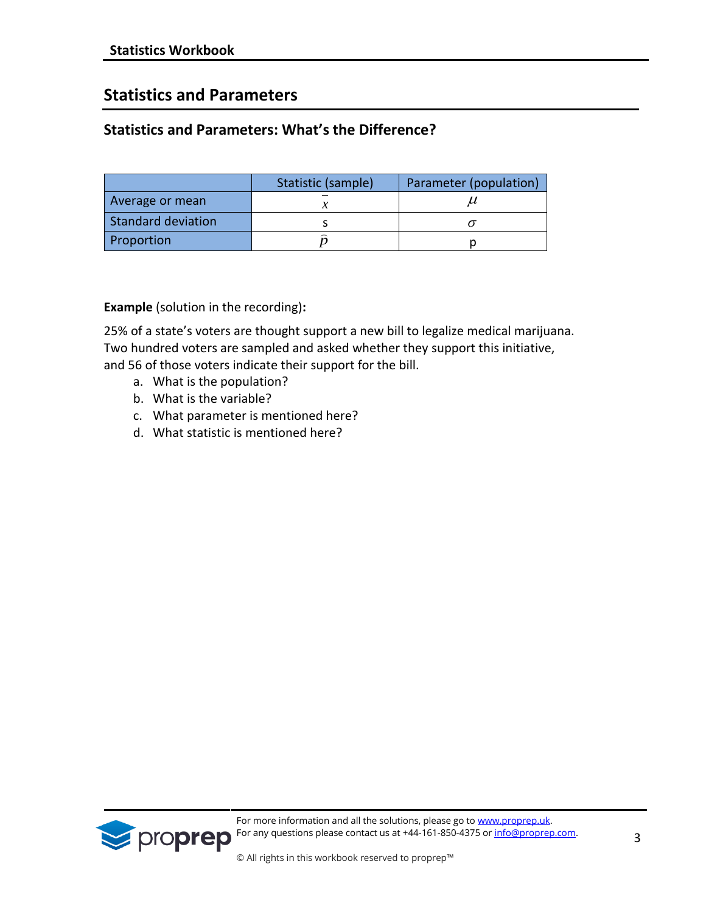## Statistics and Parameters

### Statistics and Parameters: What's the Difference?

| | Statistic (sample) | Parameter (population) |
|---|---|---|
| Average or mean | $\bar{x}$ | $\mu$ |
| Standard deviation | s | $\sigma$ |
| Proportion | $\hat{p}$ | p |

**Example** (solution in the recording)**:**

25% of a state's voters are thought support a new bill to legalize medical marijuana. Two hundred voters are sampled and asked whether they support this initiative, and 56 of those voters indicate their support for the bill.

a. What is the population?
b. What is the variable?
c. What parameter is mentioned here?
d. What statistic is mentioned here?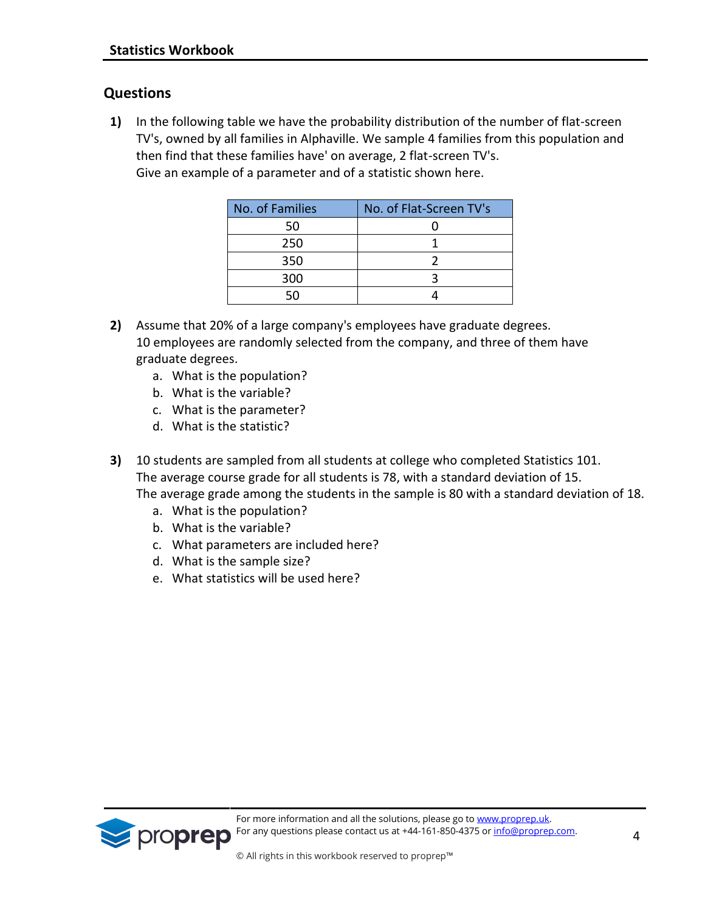## Questions

**1)** In the following table we have the probability distribution of the number of flat-screen TV's, owned by all families in Alphaville. We sample 4 families from this population and then find that these families have' on average, 2 flat-screen TV's.
Give an example of a parameter and of a statistic shown here.

| No. of Families | No. of Flat-Screen TV's |
|---|---|
| 50 | 0 |
| 250 | 1 |
| 350 | 2 |
| 300 | 3 |
| 50 | 4 |

**2)** Assume that 20% of a large company's employees have graduate degrees.
10 employees are randomly selected from the company, and three of them have graduate degrees.

a. What is the population?
b. What is the variable?
c. What is the parameter?
d. What is the statistic?

**3)** 10 students are sampled from all students at college who completed Statistics 101.
The average course grade for all students is 78, with a standard deviation of 15.
The average grade among the students in the sample is 80 with a standard deviation of 18.

a. What is the population?
b. What is the variable?
c. What parameters are included here?
d. What is the sample size?
e. What statistics will be used here?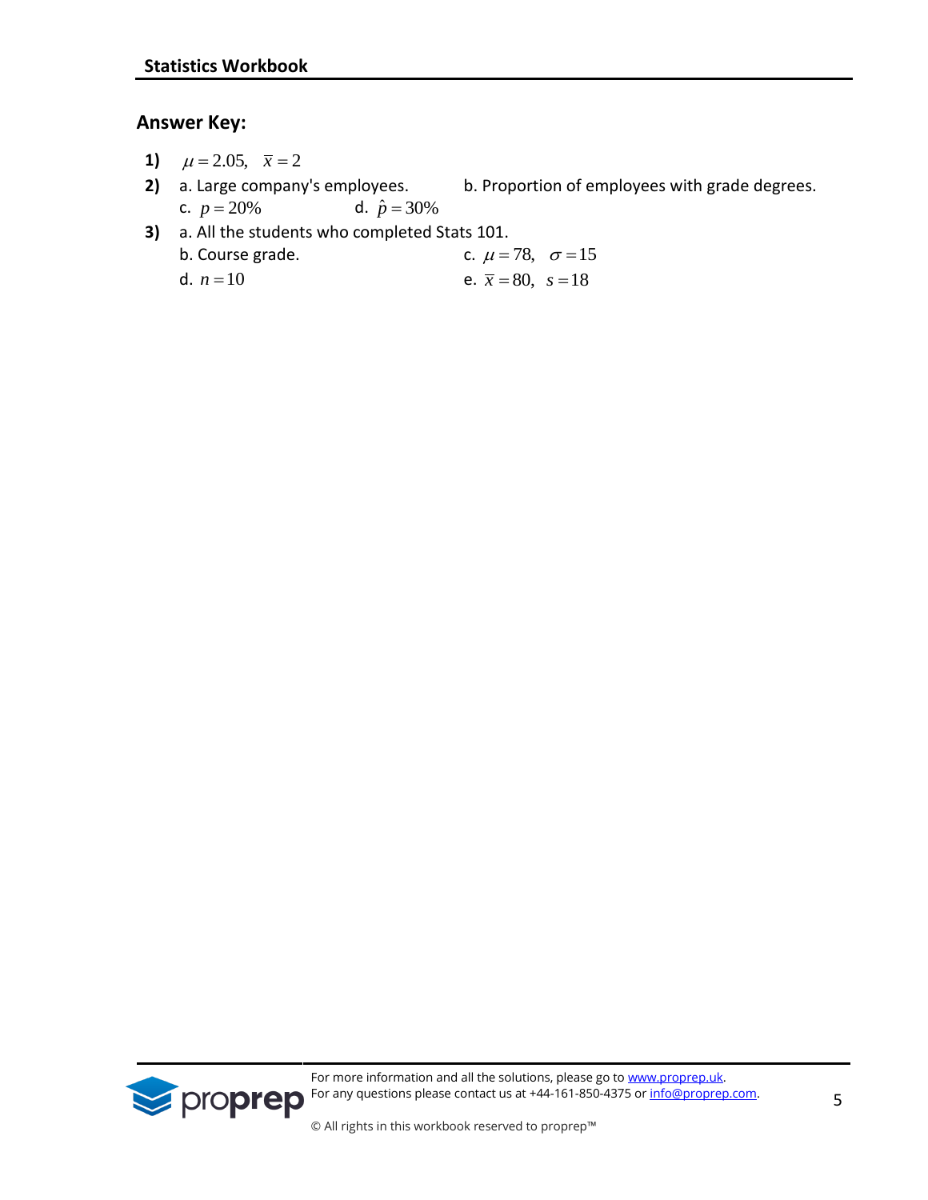## Answer Key:

1) $\mu = 2.05, \quad \bar{x} = 2$

2) a. Large company's employees. b. Proportion of employees with grade degrees.
   c. $p = 20\%$ d. $\hat{p} = 30\%$

3) a. All the students who completed Stats 101.
   b. Course grade. c. $\mu = 78, \quad \sigma = 15$
   d. $n = 10$ e. $\bar{x} = 80, \quad s = 18$